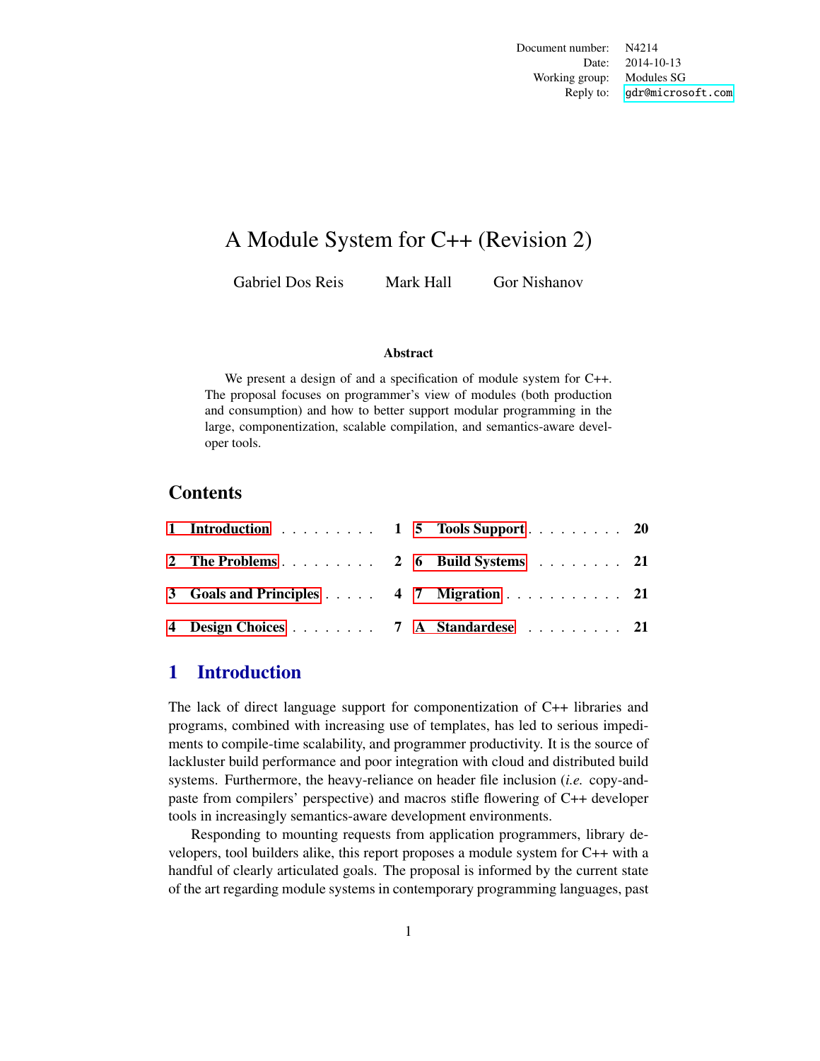| | |
|---|---|
| Document number: | N4214 |
| Date: | 2014-10-13 |
| Working group: | Modules SG |
| Reply to: | gdr@microsoft.com |

# A Module System for C++ (Revision 2)

Gabriel Dos Reis     Mark Hall     Gor Nishanov

**Abstract**

We present a design of and a specification of module system for C++. The proposal focuses on programmer's view of modules (both production and consumption) and how to better support modular programming in the large, componentization, scalable compilation, and semantics-aware developer tools.

## Contents

| | | |
|---|---|---|
| 1 | Introduction | 1 |
| 2 | The Problems | 2 |
| 3 | Goals and Principles | 4 |
| 4 | Design Choices | 7 |
| 5 | Tools Support | 20 |
| 6 | Build Systems | 21 |
| 7 | Migration | 21 |
| A | Standardese | 21 |

## 1 Introduction

The lack of direct language support for componentization of C++ libraries and programs, combined with increasing use of templates, has led to serious impediments to compile-time scalability, and programmer productivity. It is the source of lackluster build performance and poor integration with cloud and distributed build systems. Furthermore, the heavy-reliance on header file inclusion (*i.e.* copy-and-paste from compilers' perspective) and macros stifle flowering of C++ developer tools in increasingly semantics-aware development environments.

Responding to mounting requests from application programmers, library developers, tool builders alike, this report proposes a module system for C++ with a handful of clearly articulated goals. The proposal is informed by the current state of the art regarding module systems in contemporary programming languages, past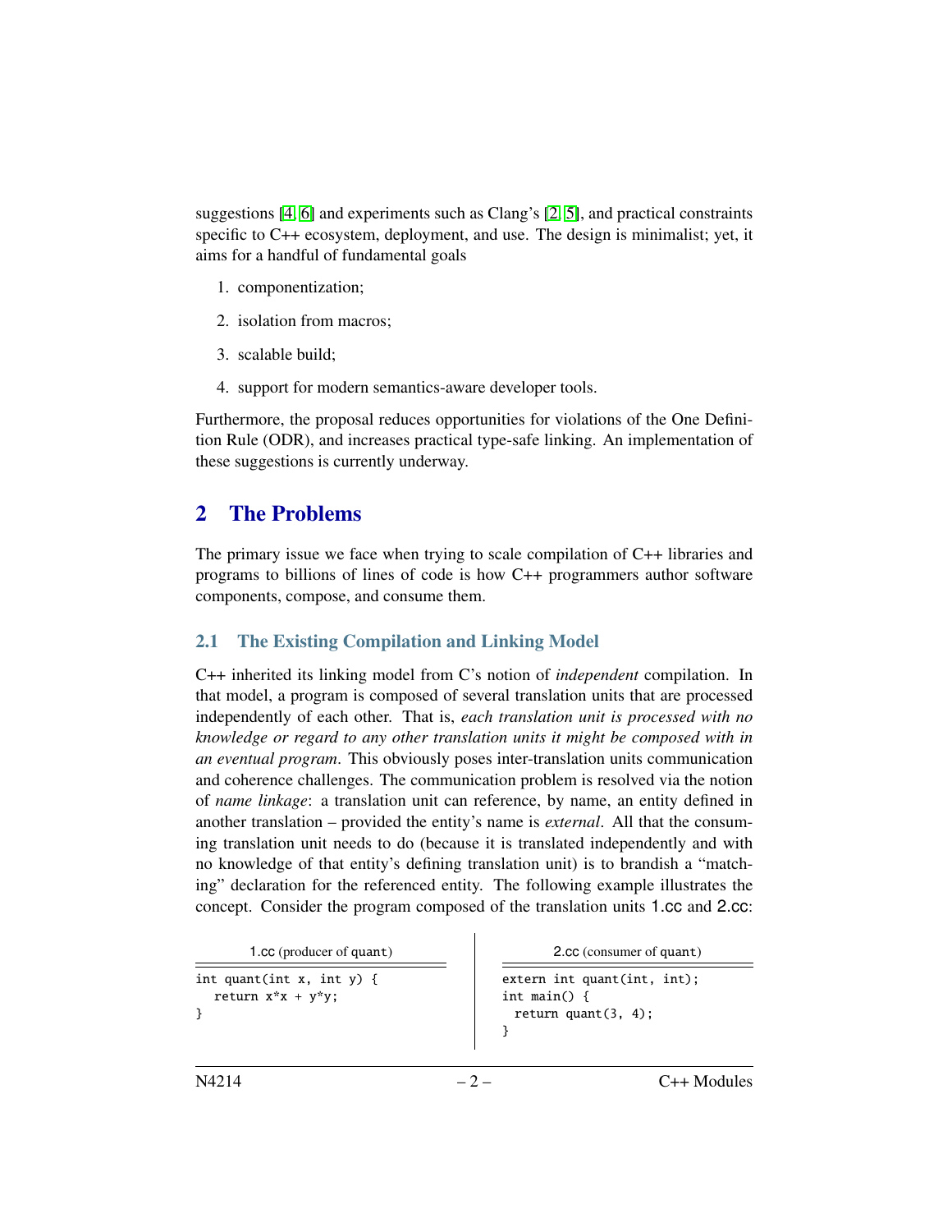suggestions [4, 6] and experiments such as Clang's [2, 5], and practical constraints specific to C++ ecosystem, deployment, and use. The design is minimalist; yet, it aims for a handful of fundamental goals

1. componentization;
2. isolation from macros;
3. scalable build;
4. support for modern semantics-aware developer tools.

Furthermore, the proposal reduces opportunities for violations of the One Definition Rule (ODR), and increases practical type-safe linking. An implementation of these suggestions is currently underway.

## 2 The Problems

The primary issue we face when trying to scale compilation of C++ libraries and programs to billions of lines of code is how C++ programmers author software components, compose, and consume them.

### 2.1 The Existing Compilation and Linking Model

C++ inherited its linking model from C's notion of *independent* compilation. In that model, a program is composed of several translation units that are processed independently of each other. That is, *each translation unit is processed with no knowledge or regard to any other translation units it might be composed with in an eventual program*. This obviously poses inter-translation units communication and coherence challenges. The communication problem is resolved via the notion of *name linkage*: a translation unit can reference, by name, an entity defined in another translation – provided the entity's name is *external*. All that the consuming translation unit needs to do (because it is translated independently and with no knowledge of that entity's defining translation unit) is to brandish a "matching" declaration for the referenced entity. The following example illustrates the concept. Consider the program composed of the translation units 1.cc and 2.cc:

1.cc (producer of quant)

```
int quant(int x, int y) {
  return x*x + y*y;
}
```

2.cc (consumer of quant)

```
extern int quant(int, int);
int main() {
  return quant(3, 4);
}
```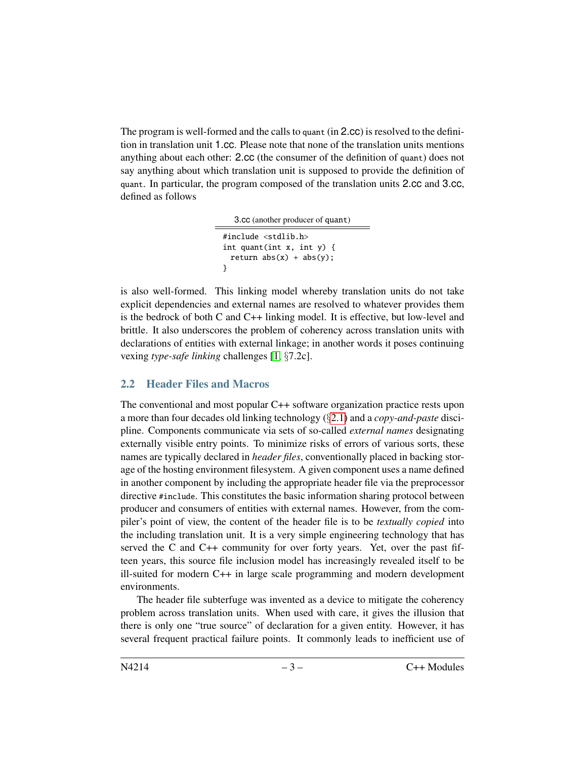The program is well-formed and the calls to `quant` (in 2.cc) is resolved to the definition in translation unit 1.cc. Please note that none of the translation units mentions anything about each other: 2.cc (the consumer of the definition of `quant`) does not say anything about which translation unit is supposed to provide the definition of `quant`. In particular, the program composed of the translation units 2.cc and 3.cc, defined as follows

3.cc (another producer of `quant`)

```
#include <stdlib.h>
int quant(int x, int y) {
  return abs(x) + abs(y);
}
```

is also well-formed. This linking model whereby translation units do not take explicit dependencies and external names are resolved to whatever provides them is the bedrock of both C and C++ linking model. It is effective, but low-level and brittle. It also underscores the problem of coherency across translation units with declarations of entities with external linkage; in another words it poses continuing vexing *type-safe linking* challenges [1, §7.2c].

## 2.2 Header Files and Macros

The conventional and most popular C++ software organization practice rests upon a more than four decades old linking technology (§2.1) and a *copy-and-paste* discipline. Components communicate via sets of so-called *external names* designating externally visible entry points. To minimize risks of errors of various sorts, these names are typically declared in *header files*, conventionally placed in backing storage of the hosting environment filesystem. A given component uses a name defined in another component by including the appropriate header file via the preprocessor directive `#include`. This constitutes the basic information sharing protocol between producer and consumers of entities with external names. However, from the compiler's point of view, the content of the header file is to be *textually copied* into the including translation unit. It is a very simple engineering technology that has served the C and C++ community for over forty years. Yet, over the past fifteen years, this source file inclusion model has increasingly revealed itself to be ill-suited for modern C++ in large scale programming and modern development environments.

The header file subterfuge was invented as a device to mitigate the coherency problem across translation units. When used with care, it gives the illusion that there is only one "true source" of declaration for a given entity. However, it has several frequent practical failure points. It commonly leads to inefficient use of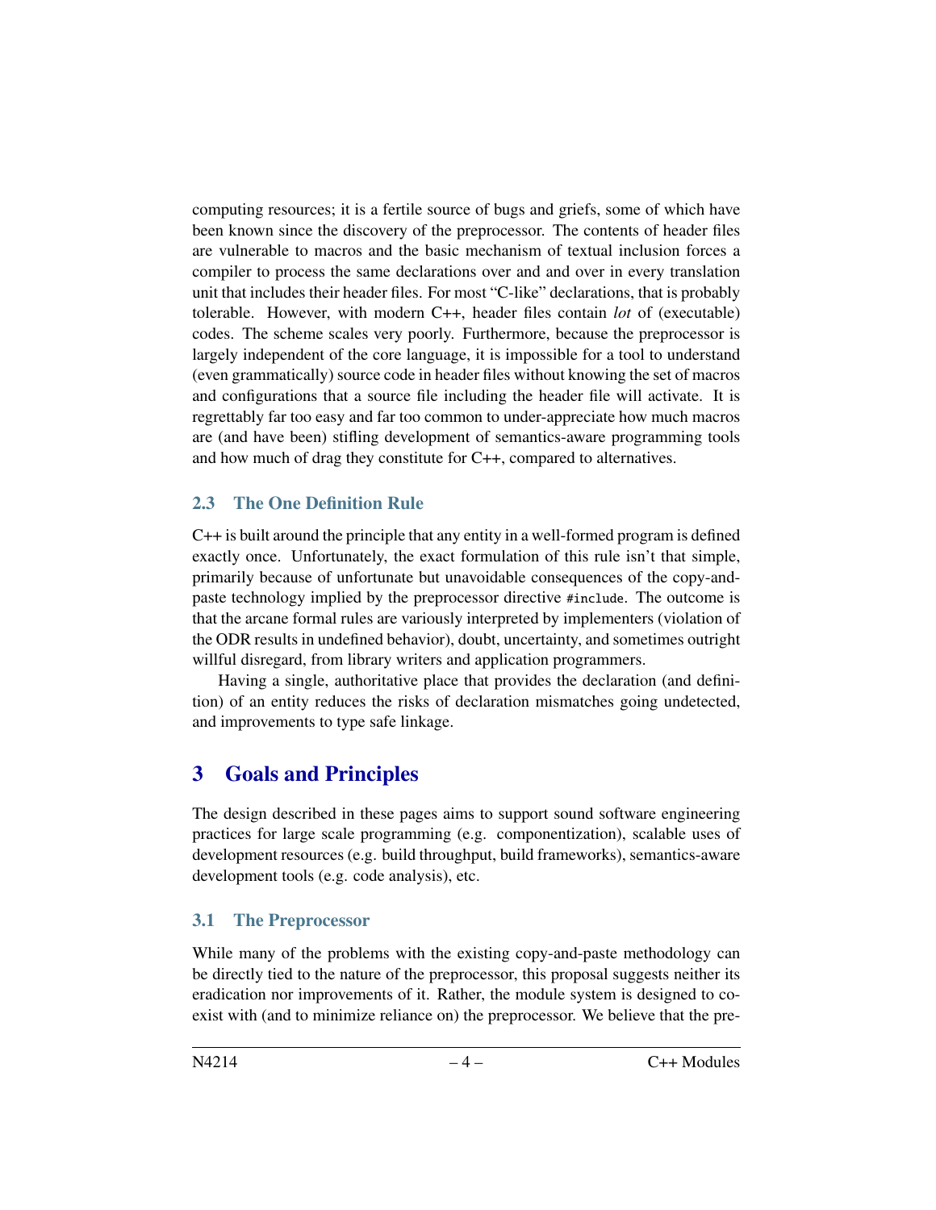computing resources; it is a fertile source of bugs and griefs, some of which have been known since the discovery of the preprocessor. The contents of header files are vulnerable to macros and the basic mechanism of textual inclusion forces a compiler to process the same declarations over and and over in every translation unit that includes their header files. For most "C-like" declarations, that is probably tolerable. However, with modern C++, header files contain *lot* of (executable) codes. The scheme scales very poorly. Furthermore, because the preprocessor is largely independent of the core language, it is impossible for a tool to understand (even grammatically) source code in header files without knowing the set of macros and configurations that a source file including the header file will activate. It is regrettably far too easy and far too common to under-appreciate how much macros are (and have been) stifling development of semantics-aware programming tools and how much of drag they constitute for C++, compared to alternatives.

### 2.3 The One Definition Rule

C++ is built around the principle that any entity in a well-formed program is defined exactly once. Unfortunately, the exact formulation of this rule isn't that simple, primarily because of unfortunate but unavoidable consequences of the copy-and-paste technology implied by the preprocessor directive `#include`. The outcome is that the arcane formal rules are variously interpreted by implementers (violation of the ODR results in undefined behavior), doubt, uncertainty, and sometimes outright willful disregard, from library writers and application programmers.

Having a single, authoritative place that provides the declaration (and definition) of an entity reduces the risks of declaration mismatches going undetected, and improvements to type safe linkage.

## 3 Goals and Principles

The design described in these pages aims to support sound software engineering practices for large scale programming (e.g. componentization), scalable uses of development resources (e.g. build throughput, build frameworks), semantics-aware development tools (e.g. code analysis), etc.

### 3.1 The Preprocessor

While many of the problems with the existing copy-and-paste methodology can be directly tied to the nature of the preprocessor, this proposal suggests neither its eradication nor improvements of it. Rather, the module system is designed to co-exist with (and to minimize reliance on) the preprocessor. We believe that the pre-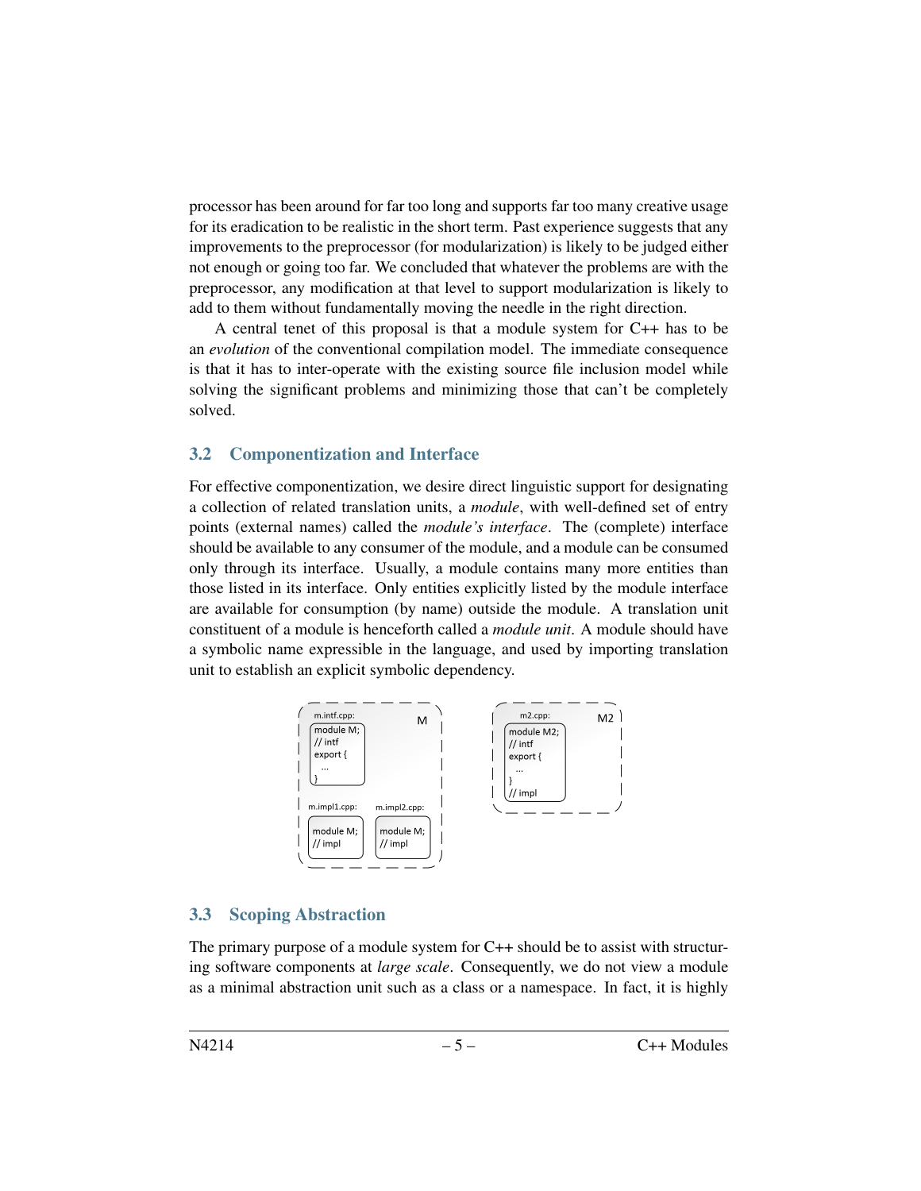processor has been around for far too long and supports far too many creative usage for its eradication to be realistic in the short term. Past experience suggests that any improvements to the preprocessor (for modularization) is likely to be judged either not enough or going too far. We concluded that whatever the problems are with the preprocessor, any modification at that level to support modularization is likely to add to them without fundamentally moving the needle in the right direction.

A central tenet of this proposal is that a module system for C++ has to be an *evolution* of the conventional compilation model. The immediate consequence is that it has to inter-operate with the existing source file inclusion model while solving the significant problems and minimizing those that can't be completely solved.

## 3.2 Componentization and Interface

For effective componentization, we desire direct linguistic support for designating a collection of related translation units, a *module*, with well-defined set of entry points (external names) called the *module's interface*. The (complete) interface should be available to any consumer of the module, and a module can be consumed only through its interface. Usually, a module contains many more entities than those listed in its interface. Only entities explicitly listed by the module interface are available for consumption (by name) outside the module. A translation unit constituent of a module is henceforth called a *module unit*. A module should have a symbolic name expressible in the language, and used by importing translation unit to establish an explicit symbolic dependency.

```
M
m.intf.cpp:
module M;
// intf
export {
  ...
}

m.impl1.cpp:        m.impl2.cpp:
module M;           module M;
// impl             // impl

M2
m2.cpp:
module M2;
// intf
export {
  ...
}
// impl
```

## 3.3 Scoping Abstraction

The primary purpose of a module system for C++ should be to assist with structuring software components at *large scale*. Consequently, we do not view a module as a minimal abstraction unit such as a class or a namespace. In fact, it is highly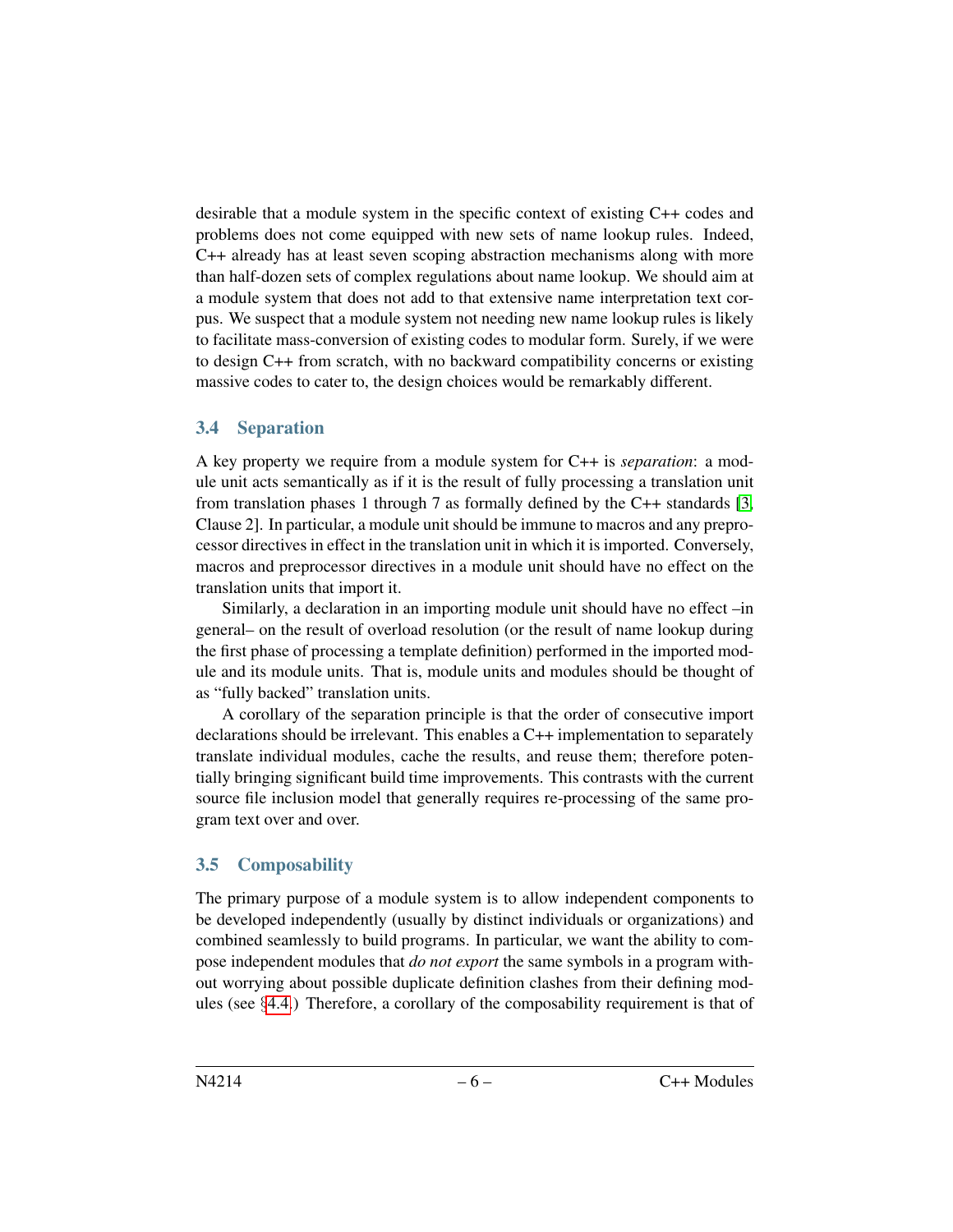desirable that a module system in the specific context of existing C++ codes and problems does not come equipped with new sets of name lookup rules. Indeed, C++ already has at least seven scoping abstraction mechanisms along with more than half-dozen sets of complex regulations about name lookup. We should aim at a module system that does not add to that extensive name interpretation text corpus. We suspect that a module system not needing new name lookup rules is likely to facilitate mass-conversion of existing codes to modular form. Surely, if we were to design C++ from scratch, with no backward compatibility concerns or existing massive codes to cater to, the design choices would be remarkably different.

### 3.4 Separation

A key property we require from a module system for C++ is *separation*: a module unit acts semantically as if it is the result of fully processing a translation unit from translation phases 1 through 7 as formally defined by the C++ standards [3, Clause 2]. In particular, a module unit should be immune to macros and any preprocessor directives in effect in the translation unit in which it is imported. Conversely, macros and preprocessor directives in a module unit should have no effect on the translation units that import it.

Similarly, a declaration in an importing module unit should have no effect –in general– on the result of overload resolution (or the result of name lookup during the first phase of processing a template definition) performed in the imported module and its module units. That is, module units and modules should be thought of as "fully backed" translation units.

A corollary of the separation principle is that the order of consecutive import declarations should be irrelevant. This enables a C++ implementation to separately translate individual modules, cache the results, and reuse them; therefore potentially bringing significant build time improvements. This contrasts with the current source file inclusion model that generally requires re-processing of the same program text over and over.

### 3.5 Composability

The primary purpose of a module system is to allow independent components to be developed independently (usually by distinct individuals or organizations) and combined seamlessly to build programs. In particular, we want the ability to compose independent modules that *do not export* the same symbols in a program without worrying about possible duplicate definition clashes from their defining modules (see §4.4.) Therefore, a corollary of the composability requirement is that of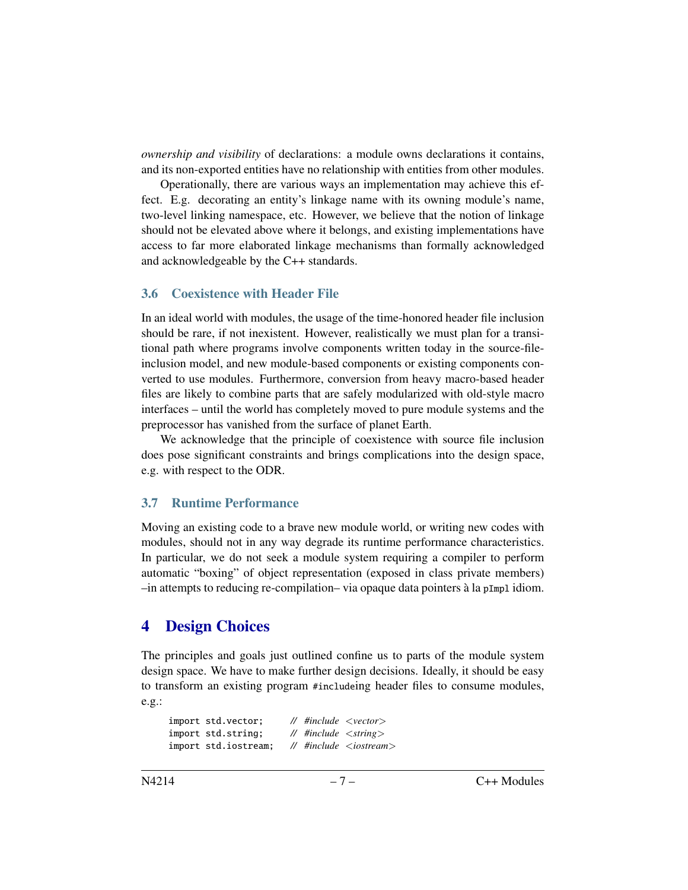*ownership and visibility* of declarations: a module owns declarations it contains, and its non-exported entities have no relationship with entities from other modules.

Operationally, there are various ways an implementation may achieve this effect. E.g. decorating an entity's linkage name with its owning module's name, two-level linking namespace, etc. However, we believe that the notion of linkage should not be elevated above where it belongs, and existing implementations have access to far more elaborated linkage mechanisms than formally acknowledged and acknowledgeable by the C++ standards.

### 3.6 Coexistence with Header File

In an ideal world with modules, the usage of the time-honored header file inclusion should be rare, if not inexistent. However, realistically we must plan for a transitional path where programs involve components written today in the source-file-inclusion model, and new module-based components or existing components converted to use modules. Furthermore, conversion from heavy macro-based header files are likely to combine parts that are safely modularized with old-style macro interfaces – until the world has completely moved to pure module systems and the preprocessor has vanished from the surface of planet Earth.

We acknowledge that the principle of coexistence with source file inclusion does pose significant constraints and brings complications into the design space, e.g. with respect to the ODR.

### 3.7 Runtime Performance

Moving an existing code to a brave new module world, or writing new codes with modules, should not in any way degrade its runtime performance characteristics. In particular, we do not seek a module system requiring a compiler to perform automatic "boxing" of object representation (exposed in class private members) –in attempts to reducing re-compilation– via opaque data pointers à la `pImpl` idiom.

## 4 Design Choices

The principles and goals just outlined confine us to parts of the module system design space. We have to make further design decisions. Ideally, it should be easy to transform an existing program `#include`ing header files to consume modules, e.g.:

```
import std.vector;     // #include <vector>
import std.string;     // #include <string>
import std.iostream;   // #include <iostream>
```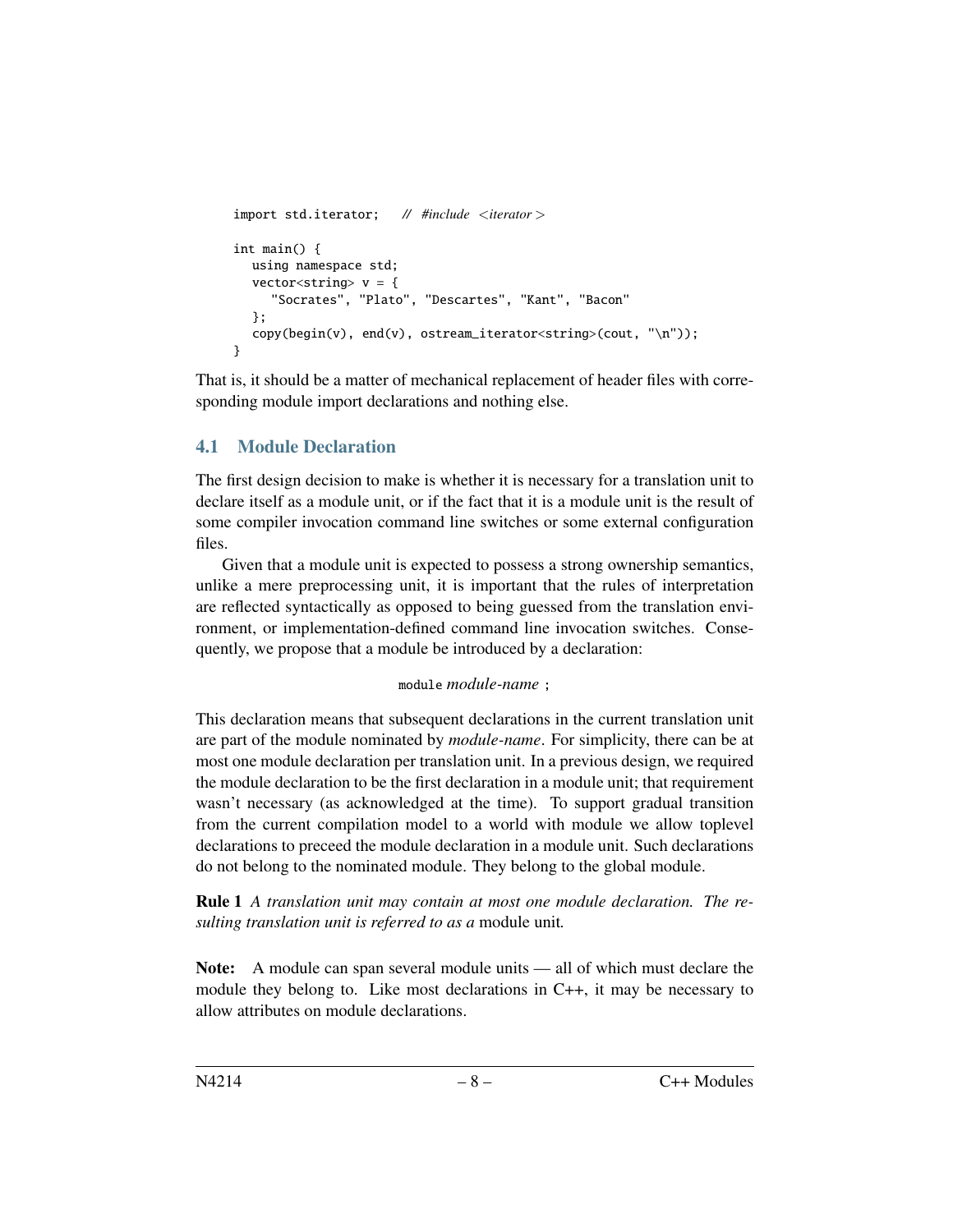```
import std.iterator;   // #include <iterator>

int main() {
   using namespace std;
   vector<string> v = {
      "Socrates", "Plato", "Descartes", "Kant", "Bacon"
   };
   copy(begin(v), end(v), ostream_iterator<string>(cout, "\n"));
}
```

That is, it should be a matter of mechanical replacement of header files with corresponding module import declarations and nothing else.

## 4.1 Module Declaration

The first design decision to make is whether it is necessary for a translation unit to declare itself as a module unit, or if the fact that it is a module unit is the result of some compiler invocation command line switches or some external configuration files.

Given that a module unit is expected to possess a strong ownership semantics, unlike a mere preprocessing unit, it is important that the rules of interpretation are reflected syntactically as opposed to being guessed from the translation environment, or implementation-defined command line invocation switches. Consequently, we propose that a module be introduced by a declaration:

`module` *module-name* ;

This declaration means that subsequent declarations in the current translation unit are part of the module nominated by *module-name*. For simplicity, there can be at most one module declaration per translation unit. In a previous design, we required the module declaration to be the first declaration in a module unit; that requirement wasn't necessary (as acknowledged at the time). To support gradual transition from the current compilation model to a world with module we allow toplevel declarations to preceed the module declaration in a module unit. Such declarations do not belong to the nominated module. They belong to the global module.

**Rule 1** *A translation unit may contain at most one module declaration. The resulting translation unit is referred to as a* module unit*.*

**Note:** A module can span several module units — all of which must declare the module they belong to. Like most declarations in C++, it may be necessary to allow attributes on module declarations.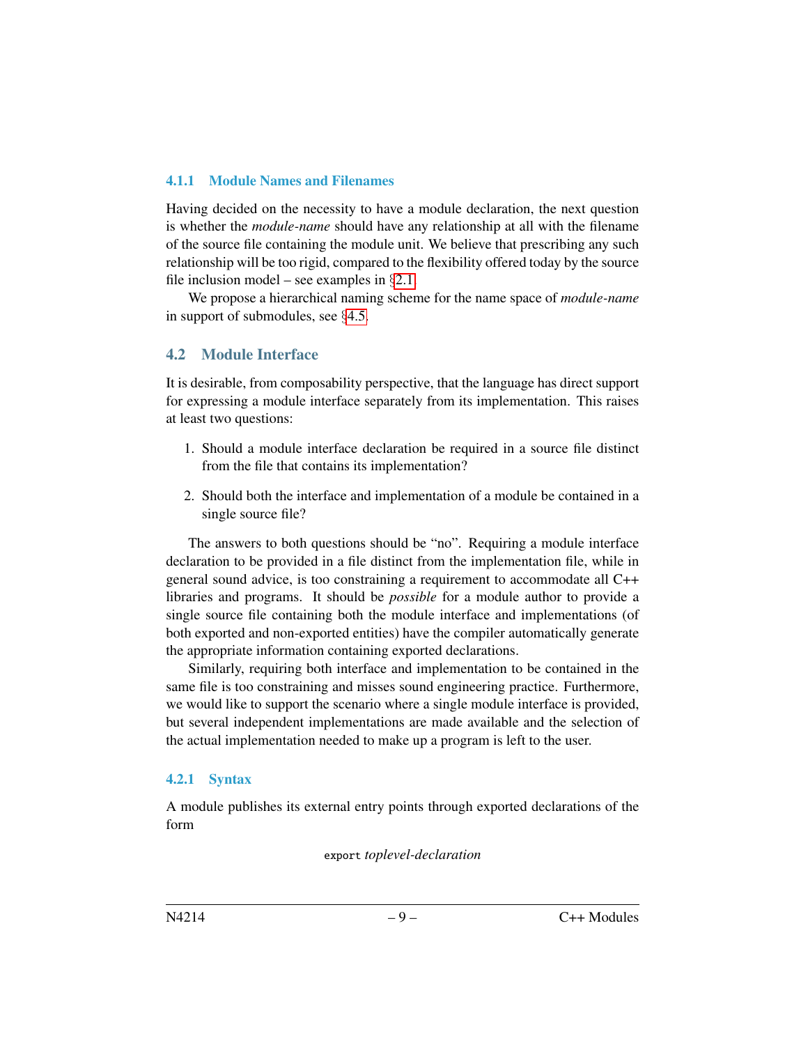### 4.1.1 Module Names and Filenames

Having decided on the necessity to have a module declaration, the next question is whether the *module-name* should have any relationship at all with the filename of the source file containing the module unit. We believe that prescribing any such relationship will be too rigid, compared to the flexibility offered today by the source file inclusion model – see examples in §2.1.

We propose a hierarchical naming scheme for the name space of *module-name* in support of submodules, see §4.5.

## 4.2 Module Interface

It is desirable, from composability perspective, that the language has direct support for expressing a module interface separately from its implementation. This raises at least two questions:

1. Should a module interface declaration be required in a source file distinct from the file that contains its implementation?
2. Should both the interface and implementation of a module be contained in a single source file?

The answers to both questions should be "no". Requiring a module interface declaration to be provided in a file distinct from the implementation file, while in general sound advice, is too constraining a requirement to accommodate all C++ libraries and programs. It should be *possible* for a module author to provide a single source file containing both the module interface and implementations (of both exported and non-exported entities) have the compiler automatically generate the appropriate information containing exported declarations.

Similarly, requiring both interface and implementation to be contained in the same file is too constraining and misses sound engineering practice. Furthermore, we would like to support the scenario where a single module interface is provided, but several independent implementations are made available and the selection of the actual implementation needed to make up a program is left to the user.

### 4.2.1 Syntax

A module publishes its external entry points through exported declarations of the form

`export` *toplevel-declaration*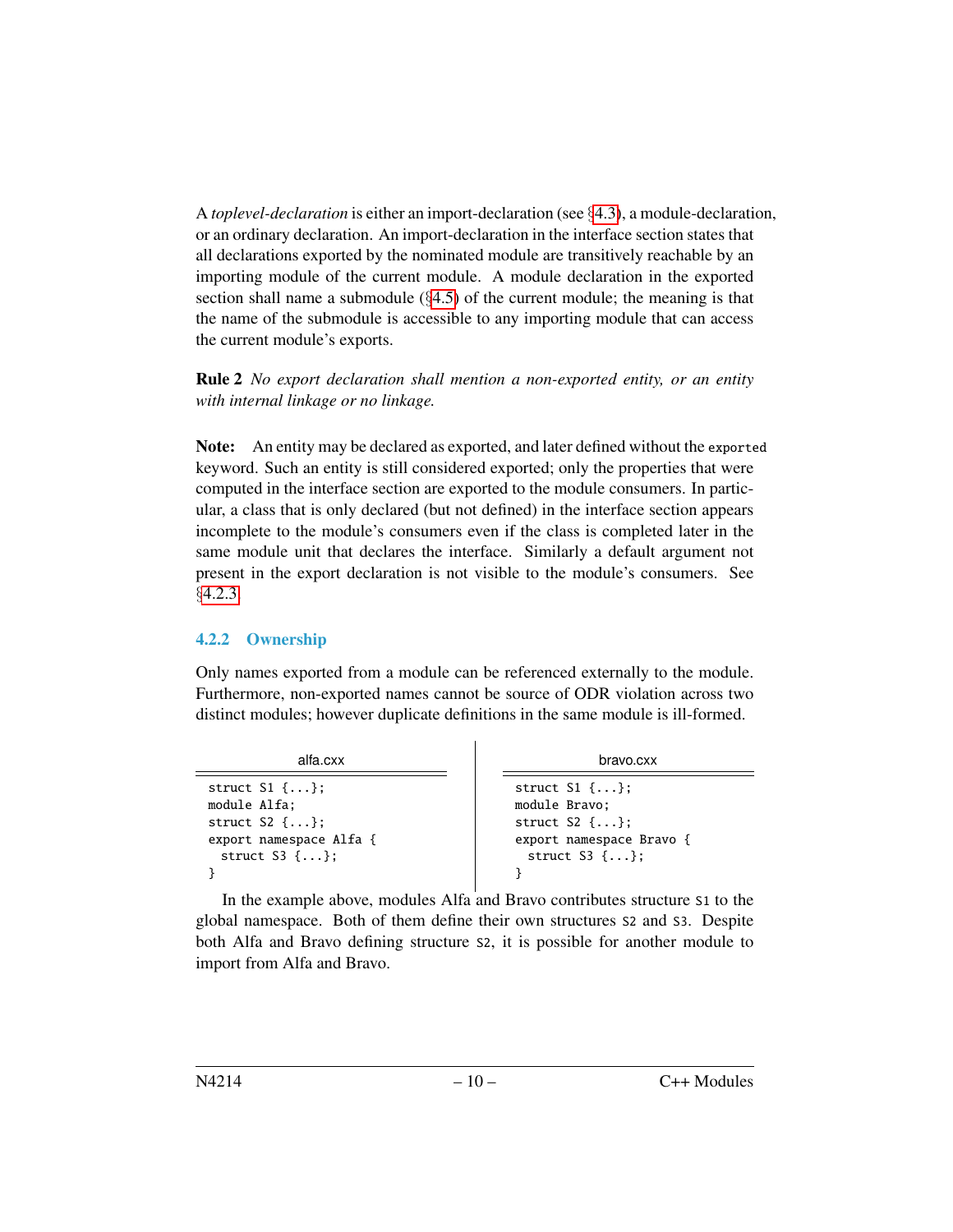A *toplevel-declaration* is either an import-declaration (see §4.3), a module-declaration, or an ordinary declaration. An import-declaration in the interface section states that all declarations exported by the nominated module are transitively reachable by an importing module of the current module. A module declaration in the exported section shall name a submodule (§4.5) of the current module; the meaning is that the name of the submodule is accessible to any importing module that can access the current module's exports.

**Rule 2** *No export declaration shall mention a non-exported entity, or an entity with internal linkage or no linkage.*

**Note:** An entity may be declared as exported, and later defined without the `exported` keyword. Such an entity is still considered exported; only the properties that were computed in the interface section are exported to the module consumers. In particular, a class that is only declared (but not defined) in the interface section appears incomplete to the module's consumers even if the class is completed later in the same module unit that declares the interface. Similarly a default argument not present in the export declaration is not visible to the module's consumers. See §4.2.3

### 4.2.2 Ownership

Only names exported from a module can be referenced externally to the module. Furthermore, non-exported names cannot be source of ODR violation across two distinct modules; however duplicate definitions in the same module is ill-formed.

alfa.cxx

```
struct S1 {...};
module Alfa;
struct S2 {...};
export namespace Alfa {
  struct S3 {...};
}
```

bravo.cxx

```
struct S1 {...};
module Bravo;
struct S2 {...};
export namespace Bravo {
  struct S3 {...};
}
```

In the example above, modules Alfa and Bravo contributes structure `S1` to the global namespace. Both of them define their own structures `S2` and `S3`. Despite both Alfa and Bravo defining structure `S2`, it is possible for another module to import from Alfa and Bravo.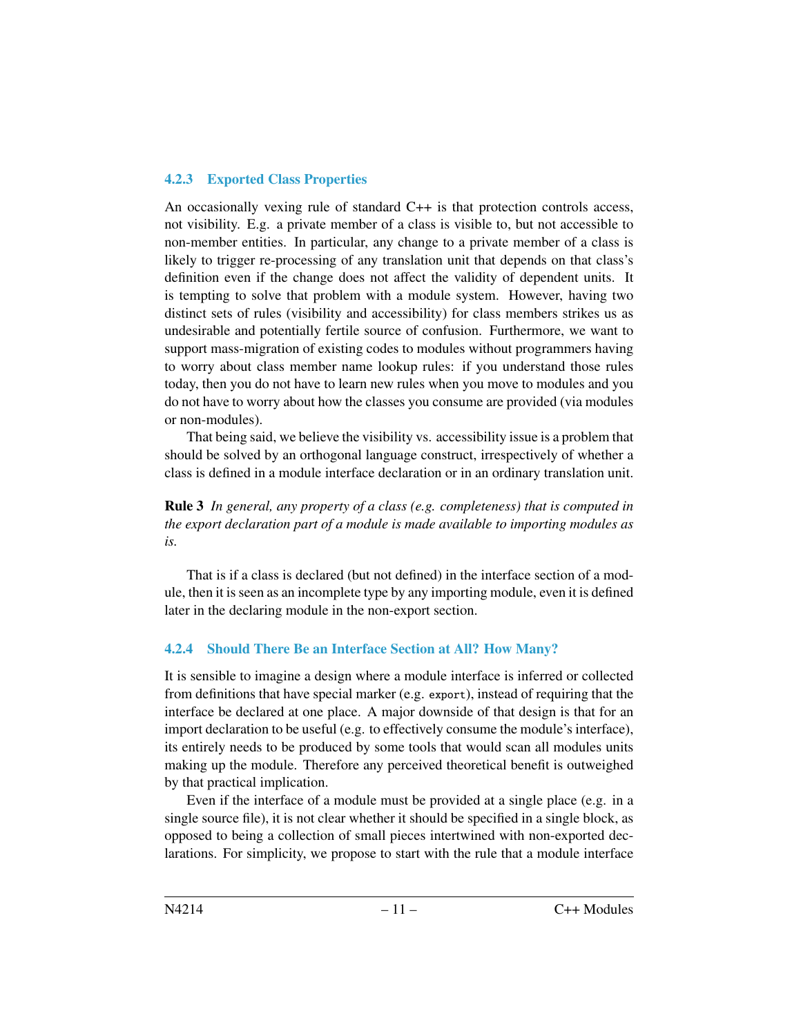### 4.2.3 Exported Class Properties

An occasionally vexing rule of standard C++ is that protection controls access, not visibility. E.g. a private member of a class is visible to, but not accessible to non-member entities. In particular, any change to a private member of a class is likely to trigger re-processing of any translation unit that depends on that class's definition even if the change does not affect the validity of dependent units. It is tempting to solve that problem with a module system. However, having two distinct sets of rules (visibility and accessibility) for class members strikes us as undesirable and potentially fertile source of confusion. Furthermore, we want to support mass-migration of existing codes to modules without programmers having to worry about class member name lookup rules: if you understand those rules today, then you do not have to learn new rules when you move to modules and you do not have to worry about how the classes you consume are provided (via modules or non-modules).

That being said, we believe the visibility vs. accessibility issue is a problem that should be solved by an orthogonal language construct, irrespectively of whether a class is defined in a module interface declaration or in an ordinary translation unit.

**Rule 3** *In general, any property of a class (e.g. completeness) that is computed in the export declaration part of a module is made available to importing modules as is.*

That is if a class is declared (but not defined) in the interface section of a module, then it is seen as an incomplete type by any importing module, even it is defined later in the declaring module in the non-export section.

### 4.2.4 Should There Be an Interface Section at All? How Many?

It is sensible to imagine a design where a module interface is inferred or collected from definitions that have special marker (e.g. `export`), instead of requiring that the interface be declared at one place. A major downside of that design is that for an import declaration to be useful (e.g. to effectively consume the module's interface), its entirely needs to be produced by some tools that would scan all modules units making up the module. Therefore any perceived theoretical benefit is outweighed by that practical implication.

Even if the interface of a module must be provided at a single place (e.g. in a single source file), it is not clear whether it should be specified in a single block, as opposed to being a collection of small pieces intertwined with non-exported declarations. For simplicity, we propose to start with the rule that a module interface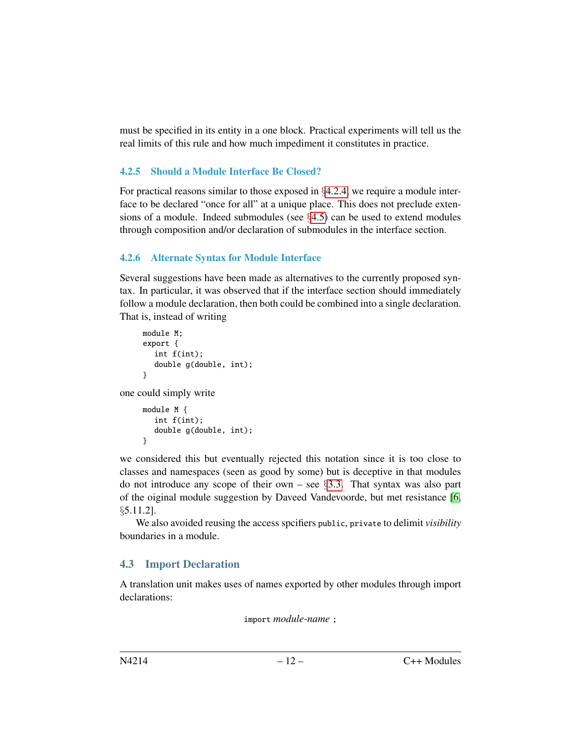must be specified in its entity in a one block. Practical experiments will tell us the real limits of this rule and how much impediment it constitutes in practice.

### 4.2.5 Should a Module Interface Be Closed?

For practical reasons similar to those exposed in §4.2.4, we require a module interface to be declared "once for all" at a unique place. This does not preclude extensions of a module. Indeed submodules (see §4.5) can be used to extend modules through composition and/or declaration of submodules in the interface section.

### 4.2.6 Alternate Syntax for Module Interface

Several suggestions have been made as alternatives to the currently proposed syntax. In particular, it was observed that if the interface section should immediately follow a module declaration, then both could be combined into a single declaration. That is, instead of writing

```
module M;
export {
   int f(int);
   double g(double, int);
}
```

one could simply write

```
module M {
   int f(int);
   double g(double, int);
}
```

we considered this but eventually rejected this notation since it is too close to classes and namespaces (seen as good by some) but is deceptive in that modules do not introduce any scope of their own – see §3.3. That syntax was also part of the oiginal module suggestion by Daveed Vandevoorde, but met resistance [6, §5.11.2].

We also avoided reusing the access spcifiers `public`, `private` to delimit *visibility* boundaries in a module.

## 4.3 Import Declaration

A translation unit makes uses of names exported by other modules through import declarations:

`import` *module-name* ;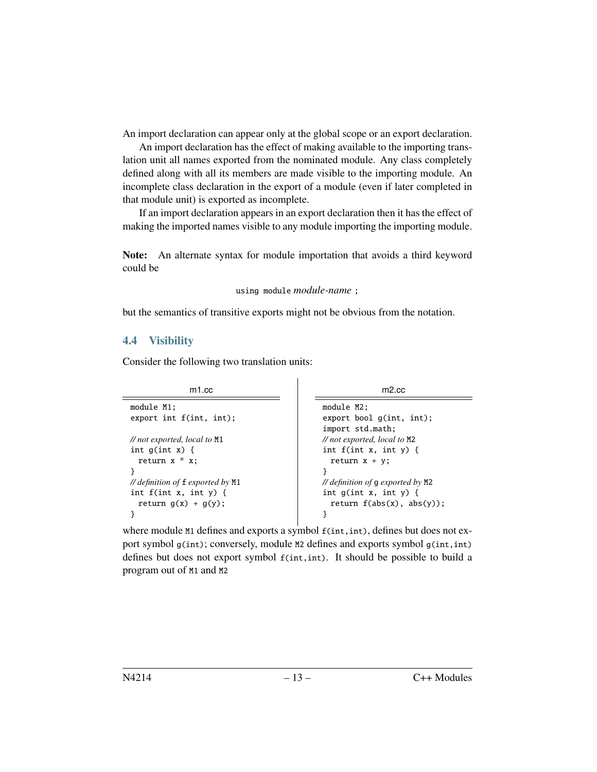An import declaration can appear only at the global scope or an export declaration.

An import declaration has the effect of making available to the importing translation unit all names exported from the nominated module. Any class completely defined along with all its members are made visible to the importing module. An incomplete class declaration in the export of a module (even if later completed in that module unit) is exported as incomplete.

If an import declaration appears in an export declaration then it has the effect of making the imported names visible to any module importing the importing module.

**Note:** An alternate syntax for module importation that avoids a third keyword could be

```
using module module-name ;
```

but the semantics of transitive exports might not be obvious from the notation.

## 4.4 Visibility

Consider the following two translation units:

m1.cc

```
module M1;
export int f(int, int);

// not exported, local to M1
int g(int x) {
  return x * x;
}
// definition of f exported by M1
int f(int x, int y) {
  return g(x) + g(y);
}
```

m2.cc

```
module M2;
export bool g(int, int);
import std.math;
// not exported, local to M2
int f(int x, int y) {
  return x + y;
}
// definition of g exported by M2
int g(int x, int y) {
  return f(abs(x), abs(y));
}
```

where module `M1` defines and exports a symbol `f(int,int)`, defines but does not export symbol `g(int)`; conversely, module `M2` defines and exports symbol `g(int,int)` defines but does not export symbol `f(int,int)`. It should be possible to build a program out of `M1` and `M2`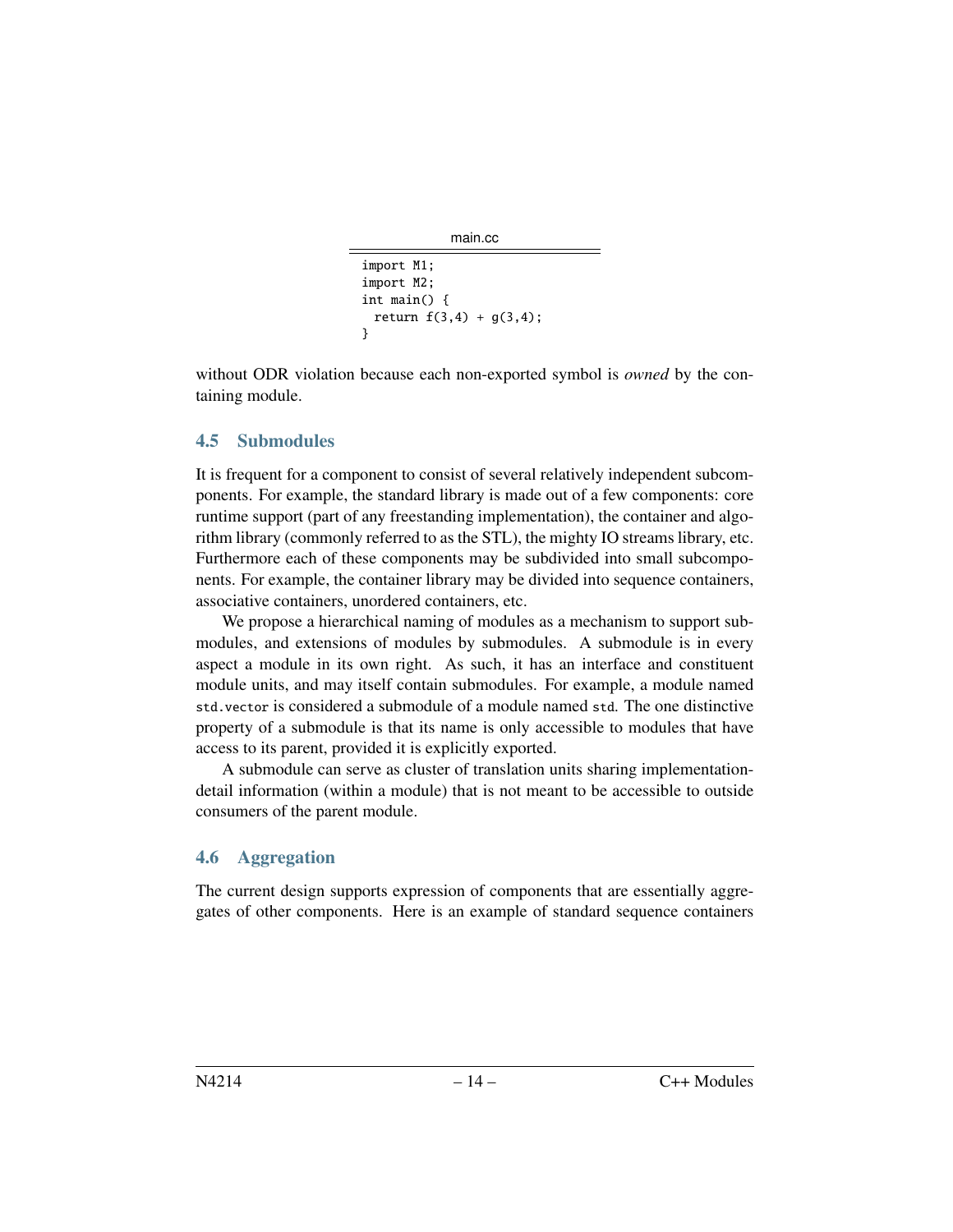main.cc

```
import M1;
import M2;
int main() {
  return f(3,4) + g(3,4);
}
```

without ODR violation because each non-exported symbol is *owned* by the containing module.

## 4.5 Submodules

It is frequent for a component to consist of several relatively independent subcomponents. For example, the standard library is made out of a few components: core runtime support (part of any freestanding implementation), the container and algorithm library (commonly referred to as the STL), the mighty IO streams library, etc. Furthermore each of these components may be subdivided into small subcomponents. For example, the container library may be divided into sequence containers, associative containers, unordered containers, etc.

We propose a hierarchical naming of modules as a mechanism to support submodules, and extensions of modules by submodules. A submodule is in every aspect a module in its own right. As such, it has an interface and constituent module units, and may itself contain submodules. For example, a module named `std.vector` is considered a submodule of a module named `std`. The one distinctive property of a submodule is that its name is only accessible to modules that have access to its parent, provided it is explicitly exported.

A submodule can serve as cluster of translation units sharing implementation-detail information (within a module) that is not meant to be accessible to outside consumers of the parent module.

## 4.6 Aggregation

The current design supports expression of components that are essentially aggregates of other components. Here is an example of standard sequence containers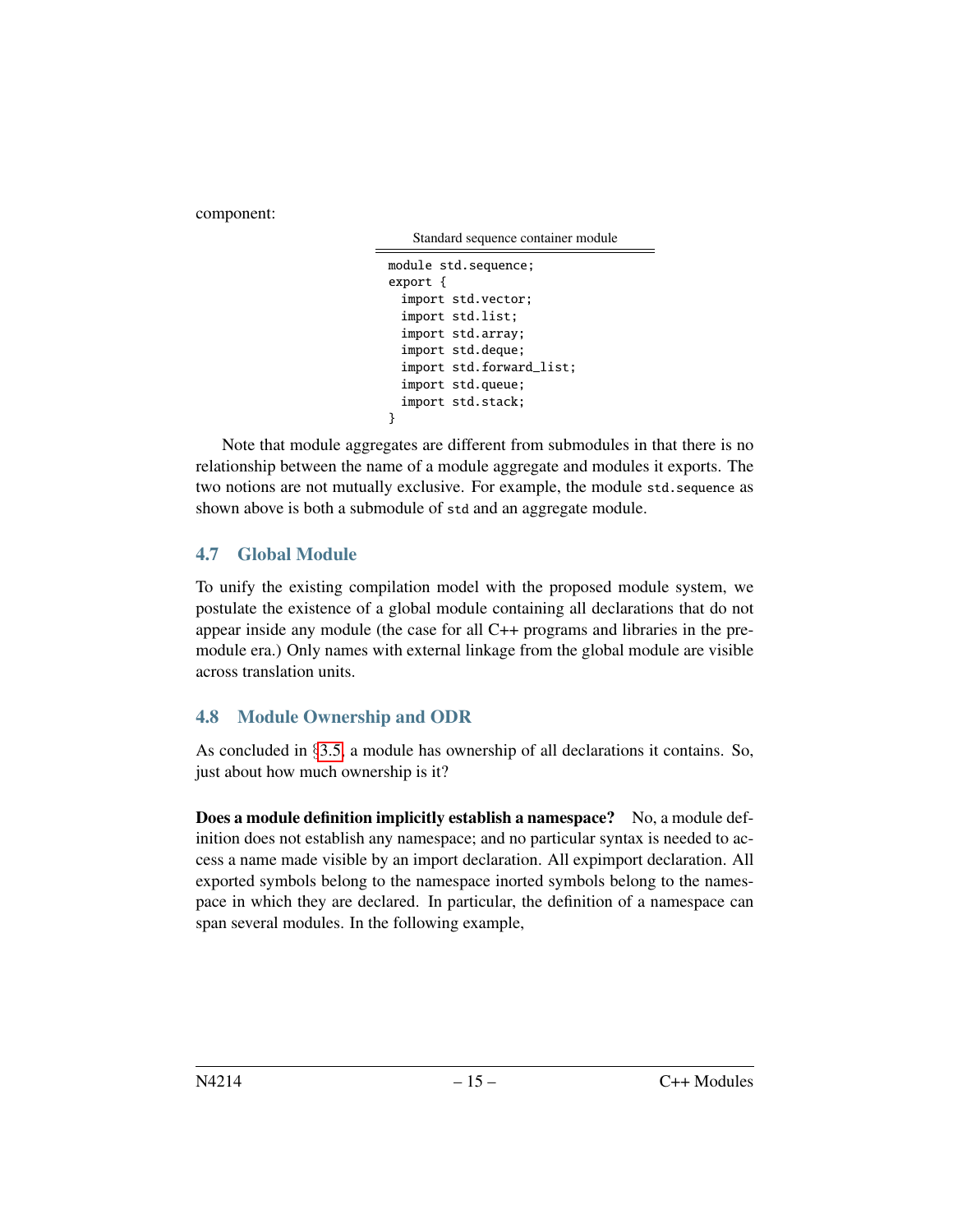component:

Standard sequence container module

```
module std.sequence;
export {
  import std.vector;
  import std.list;
  import std.array;
  import std.deque;
  import std.forward_list;
  import std.queue;
  import std.stack;
}
```

Note that module aggregates are different from submodules in that there is no relationship between the name of a module aggregate and modules it exports. The two notions are not mutually exclusive. For example, the module `std.sequence` as shown above is both a submodule of `std` and an aggregate module.

## 4.7 Global Module

To unify the existing compilation model with the proposed module system, we postulate the existence of a global module containing all declarations that do not appear inside any module (the case for all C++ programs and libraries in the pre-module era.) Only names with external linkage from the global module are visible across translation units.

## 4.8 Module Ownership and ODR

As concluded in §3.5, a module has ownership of all declarations it contains. So, just about how much ownership is it?

**Does a module definition implicitly establish a namespace?** No, a module definition does not establish any namespace; and no particular syntax is needed to access a name made visible by an import declaration. All expimport declaration. All exported symbols belong to the namespace inorted symbols belong to the namespace in which they are declared. In particular, the definition of a namespace can span several modules. In the following example,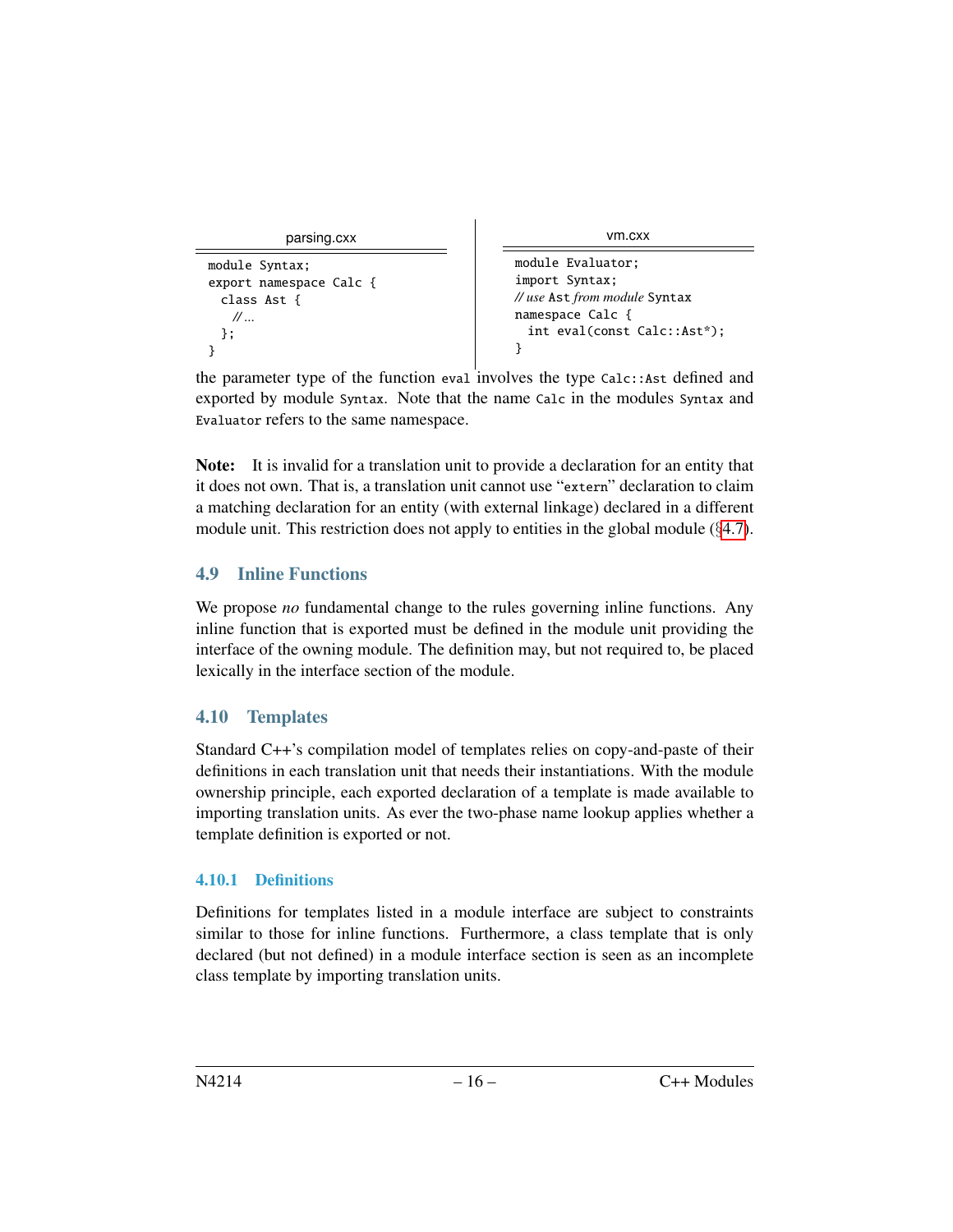parsing.cxx

```
module Syntax;
export namespace Calc {
  class Ast {
    // ...
  };
}
```

vm.cxx

```
module Evaluator;
import Syntax;
// use Ast from module Syntax
namespace Calc {
  int eval(const Calc::Ast*);
}
```

the parameter type of the function `eval` involves the type `Calc::Ast` defined and exported by module `Syntax`. Note that the name `Calc` in the modules `Syntax` and `Evaluator` refers to the same namespace.

**Note:** It is invalid for a translation unit to provide a declaration for an entity that it does not own. That is, a translation unit cannot use "`extern`" declaration to claim a matching declaration for an entity (with external linkage) declared in a different module unit. This restriction does not apply to entities in the global module (§4.7).

## 4.9 Inline Functions

We propose *no* fundamental change to the rules governing inline functions. Any inline function that is exported must be defined in the module unit providing the interface of the owning module. The definition may, but not required to, be placed lexically in the interface section of the module.

## 4.10 Templates

Standard C++'s compilation model of templates relies on copy-and-paste of their definitions in each translation unit that needs their instantiations. With the module ownership principle, each exported declaration of a template is made available to importing translation units. As ever the two-phase name lookup applies whether a template definition is exported or not.

### 4.10.1 Definitions

Definitions for templates listed in a module interface are subject to constraints similar to those for inline functions. Furthermore, a class template that is only declared (but not defined) in a module interface section is seen as an incomplete class template by importing translation units.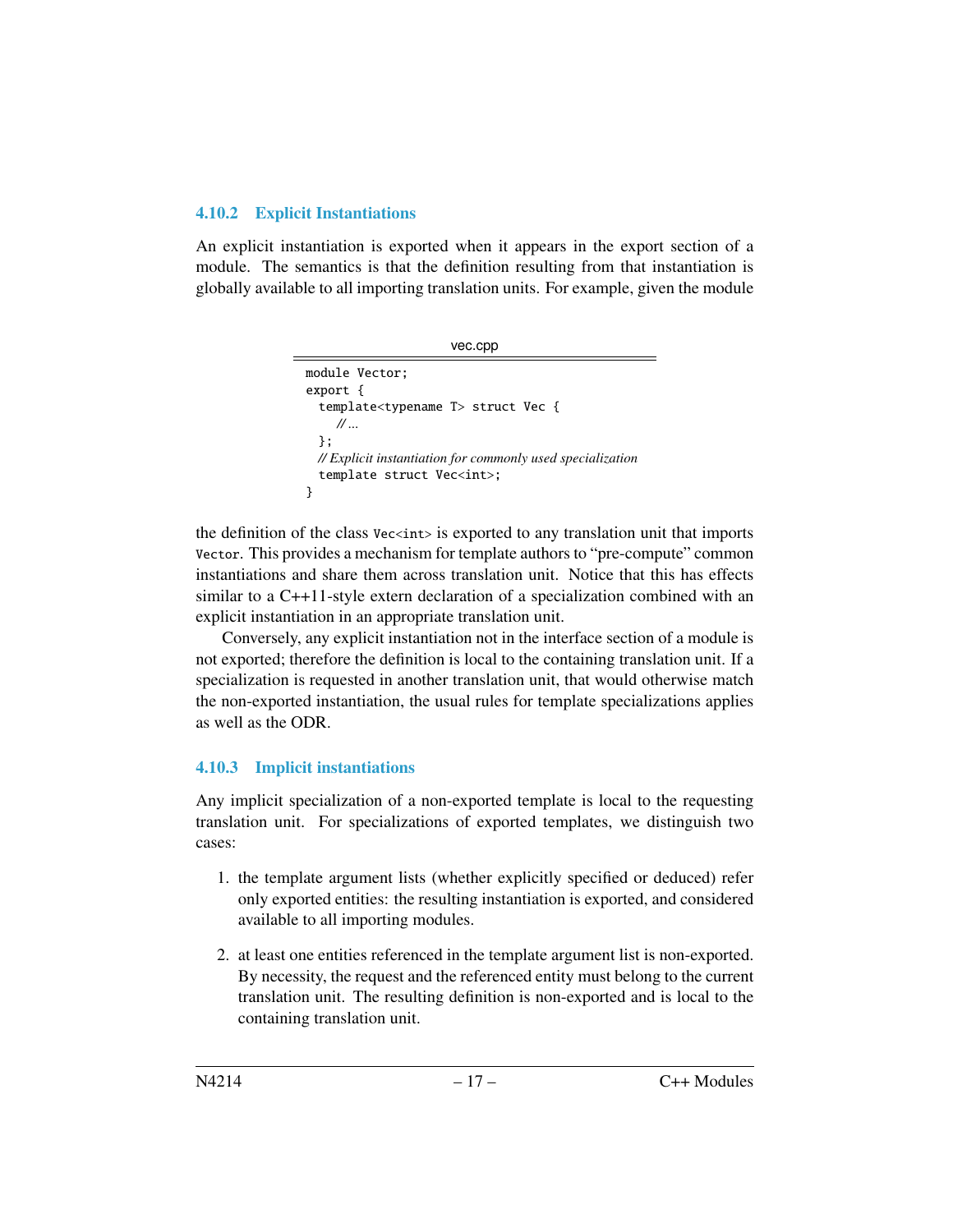### 4.10.2 Explicit Instantiations

An explicit instantiation is exported when it appears in the export section of a module. The semantics is that the definition resulting from that instantiation is globally available to all importing translation units. For example, given the module

vec.cpp

```
module Vector;
export {
  template<typename T> struct Vec {
     // ...
  };
  // Explicit instantiation for commonly used specialization
  template struct Vec<int>;
}
```

the definition of the class `Vec<int>` is exported to any translation unit that imports `Vector`. This provides a mechanism for template authors to "pre-compute" common instantiations and share them across translation unit. Notice that this has effects similar to a C++11-style extern declaration of a specialization combined with an explicit instantiation in an appropriate translation unit.

Conversely, any explicit instantiation not in the interface section of a module is not exported; therefore the definition is local to the containing translation unit. If a specialization is requested in another translation unit, that would otherwise match the non-exported instantiation, the usual rules for template specializations applies as well as the ODR.

### 4.10.3 Implicit instantiations

Any implicit specialization of a non-exported template is local to the requesting translation unit. For specializations of exported templates, we distinguish two cases:

1. the template argument lists (whether explicitly specified or deduced) refer only exported entities: the resulting instantiation is exported, and considered available to all importing modules.

2. at least one entities referenced in the template argument list is non-exported. By necessity, the request and the referenced entity must belong to the current translation unit. The resulting definition is non-exported and is local to the containing translation unit.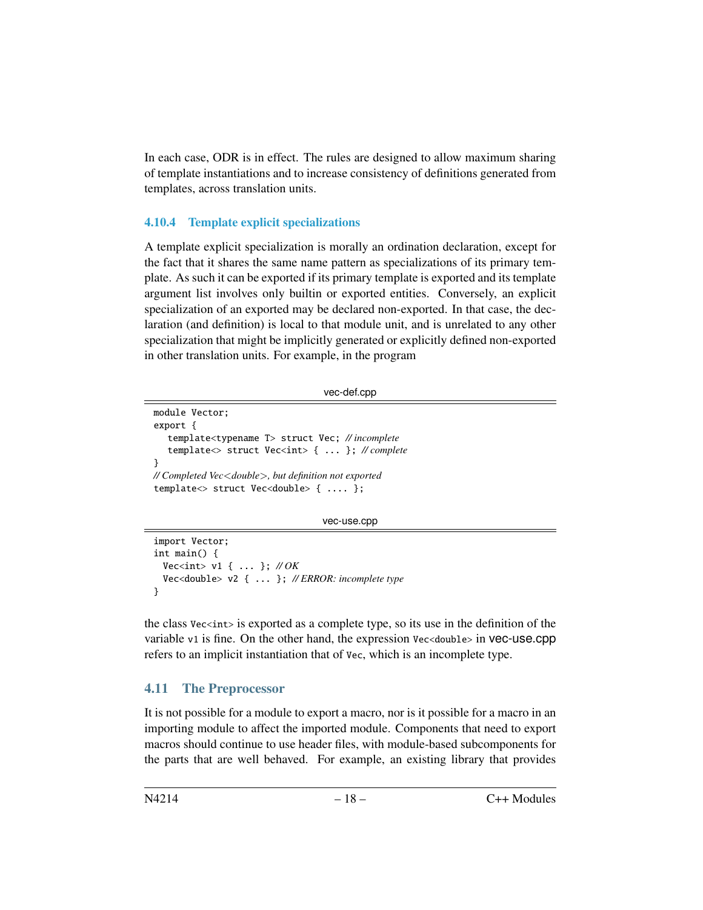In each case, ODR is in effect. The rules are designed to allow maximum sharing of template instantiations and to increase consistency of definitions generated from templates, across translation units.

### 4.10.4 Template explicit specializations

A template explicit specialization is morally an ordination declaration, except for the fact that it shares the same name pattern as specializations of its primary template. As such it can be exported if its primary template is exported and its template argument list involves only builtin or exported entities. Conversely, an explicit specialization of an exported may be declared non-exported. In that case, the declaration (and definition) is local to that module unit, and is unrelated to any other specialization that might be implicitly generated or explicitly defined non-exported in other translation units. For example, in the program

vec-def.cpp

```
module Vector;
export {
   template<typename T> struct Vec; // incomplete
   template<> struct Vec<int> { ... }; // complete
}
// Completed Vec<double>, but definition not exported
template<> struct Vec<double> { .... };
```

vec-use.cpp

```
import Vector;
int main() {
  Vec<int> v1 { ... }; // OK
  Vec<double> v2 { ... }; // ERROR: incomplete type
}
```

the class `Vec<int>` is exported as a complete type, so its use in the definition of the variable `v1` is fine. On the other hand, the expression `Vec<double>` in vec-use.cpp refers to an implicit instantiation that of `Vec`, which is an incomplete type.

## 4.11 The Preprocessor

It is not possible for a module to export a macro, nor is it possible for a macro in an importing module to affect the imported module. Components that need to export macros should continue to use header files, with module-based subcomponents for the parts that are well behaved. For example, an existing library that provides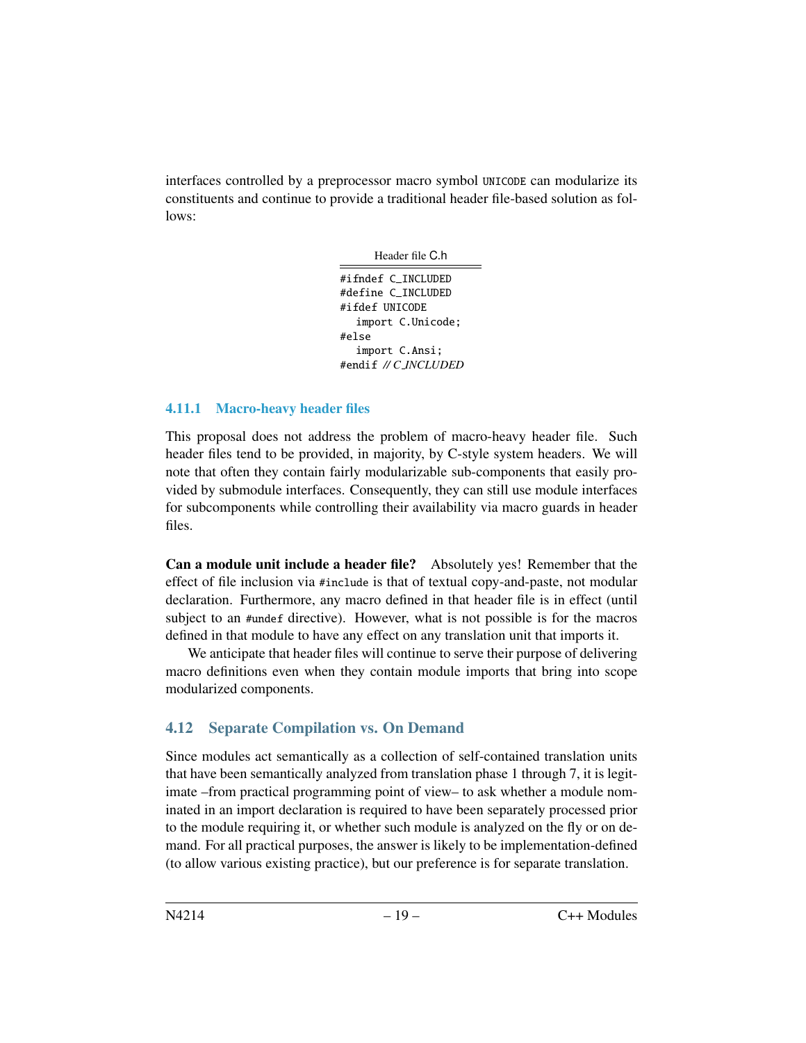interfaces controlled by a preprocessor macro symbol `UNICODE` can modularize its constituents and continue to provide a traditional header file-based solution as follows:

Header file C.h

```
#ifndef C_INCLUDED
#define C_INCLUDED
#ifdef UNICODE
  import C.Unicode;
#else
  import C.Ansi;
#endif // C_INCLUDED
```

### 4.11.1 Macro-heavy header files

This proposal does not address the problem of macro-heavy header file. Such header files tend to be provided, in majority, by C-style system headers. We will note that often they contain fairly modularizable sub-components that easily provided by submodule interfaces. Consequently, they can still use module interfaces for subcomponents while controlling their availability via macro guards in header files.

**Can a module unit include a header file?** Absolutely yes! Remember that the effect of file inclusion via `#include` is that of textual copy-and-paste, not modular declaration. Furthermore, any macro defined in that header file is in effect (until subject to an `#undef` directive). However, what is not possible is for the macros defined in that module to have any effect on any translation unit that imports it.

We anticipate that header files will continue to serve their purpose of delivering macro definitions even when they contain module imports that bring into scope modularized components.

## 4.12 Separate Compilation vs. On Demand

Since modules act semantically as a collection of self-contained translation units that have been semantically analyzed from translation phase 1 through 7, it is legitimate –from practical programming point of view– to ask whether a module nominated in an import declaration is required to have been separately processed prior to the module requiring it, or whether such module is analyzed on the fly or on demand. For all practical purposes, the answer is likely to be implementation-defined (to allow various existing practice), but our preference is for separate translation.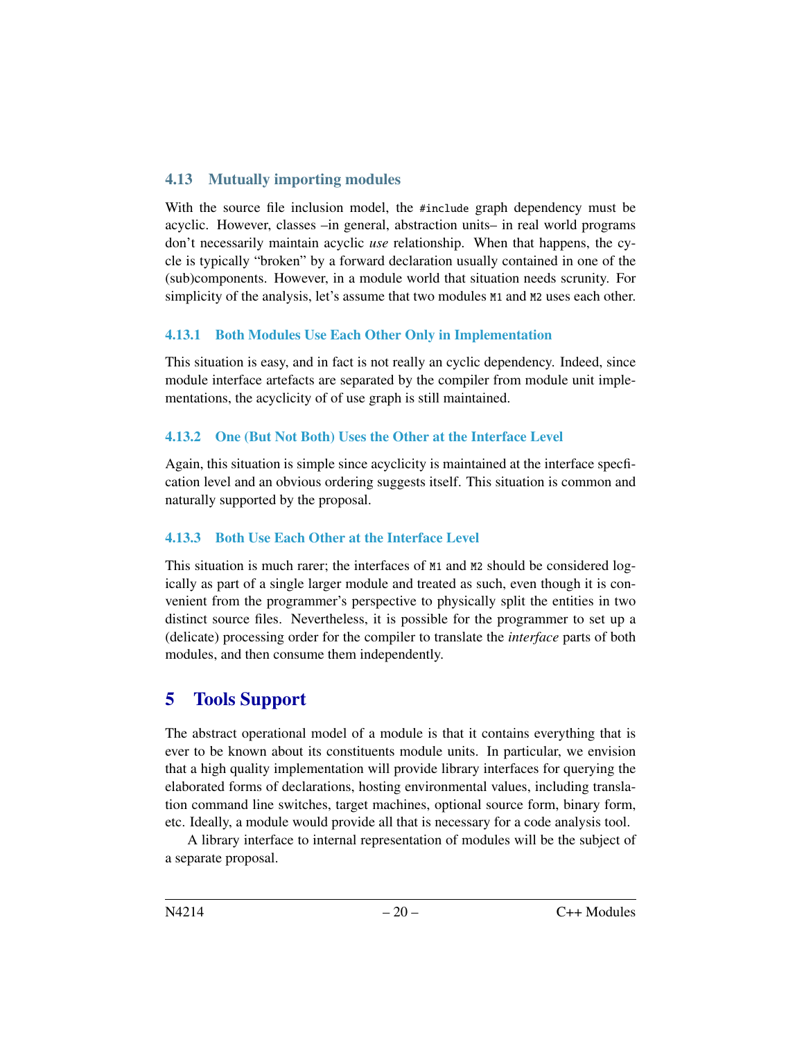### 4.13 Mutually importing modules

With the source file inclusion model, the `#include` graph dependency must be acyclic. However, classes –in general, abstraction units– in real world programs don't necessarily maintain acyclic *use* relationship. When that happens, the cycle is typically "broken" by a forward declaration usually contained in one of the (sub)components. However, in a module world that situation needs scrunity. For simplicity of the analysis, let's assume that two modules `M1` and `M2` uses each other.

#### 4.13.1 Both Modules Use Each Other Only in Implementation

This situation is easy, and in fact is not really an cyclic dependency. Indeed, since module interface artefacts are separated by the compiler from module unit implementations, the acyclicity of of use graph is still maintained.

#### 4.13.2 One (But Not Both) Uses the Other at the Interface Level

Again, this situation is simple since acyclicity is maintained at the interface specfication level and an obvious ordering suggests itself. This situation is common and naturally supported by the proposal.

#### 4.13.3 Both Use Each Other at the Interface Level

This situation is much rarer; the interfaces of `M1` and `M2` should be considered logically as part of a single larger module and treated as such, even though it is convenient from the programmer's perspective to physically split the entities in two distinct source files. Nevertheless, it is possible for the programmer to set up a (delicate) processing order for the compiler to translate the *interface* parts of both modules, and then consume them independently.

## 5 Tools Support

The abstract operational model of a module is that it contains everything that is ever to be known about its constituents module units. In particular, we envision that a high quality implementation will provide library interfaces for querying the elaborated forms of declarations, hosting environmental values, including translation command line switches, target machines, optional source form, binary form, etc. Ideally, a module would provide all that is necessary for a code analysis tool.

A library interface to internal representation of modules will be the subject of a separate proposal.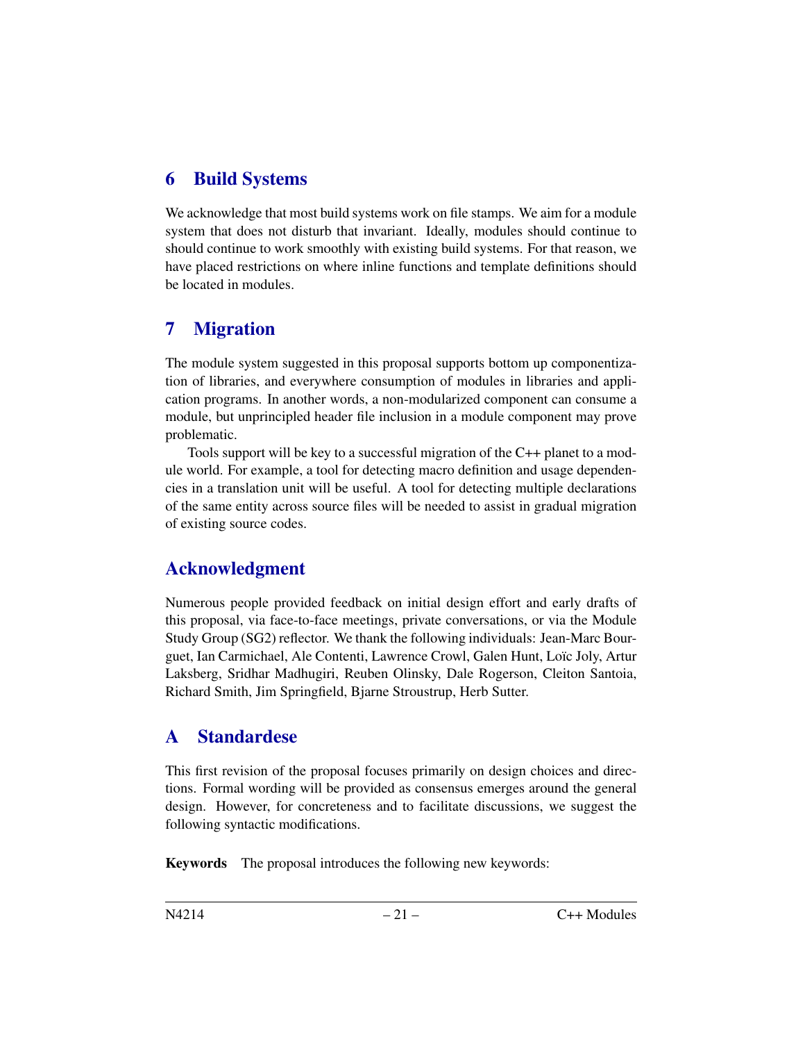## 6 Build Systems

We acknowledge that most build systems work on file stamps. We aim for a module system that does not disturb that invariant. Ideally, modules should continue to should continue to work smoothly with existing build systems. For that reason, we have placed restrictions on where inline functions and template definitions should be located in modules.

## 7 Migration

The module system suggested in this proposal supports bottom up componentization of libraries, and everywhere consumption of modules in libraries and application programs. In another words, a non-modularized component can consume a module, but unprincipled header file inclusion in a module component may prove problematic.

Tools support will be key to a successful migration of the C++ planet to a module world. For example, a tool for detecting macro definition and usage dependencies in a translation unit will be useful. A tool for detecting multiple declarations of the same entity across source files will be needed to assist in gradual migration of existing source codes.

## Acknowledgment

Numerous people provided feedback on initial design effort and early drafts of this proposal, via face-to-face meetings, private conversations, or via the Module Study Group (SG2) reflector. We thank the following individuals: Jean-Marc Bourguet, Ian Carmichael, Ale Contenti, Lawrence Crowl, Galen Hunt, Loïc Joly, Artur Laksberg, Sridhar Madhugiri, Reuben Olinsky, Dale Rogerson, Cleiton Santoia, Richard Smith, Jim Springfield, Bjarne Stroustrup, Herb Sutter.

## A Standardese

This first revision of the proposal focuses primarily on design choices and directions. Formal wording will be provided as consensus emerges around the general design. However, for concreteness and to facilitate discussions, we suggest the following syntactic modifications.

**Keywords** The proposal introduces the following new keywords: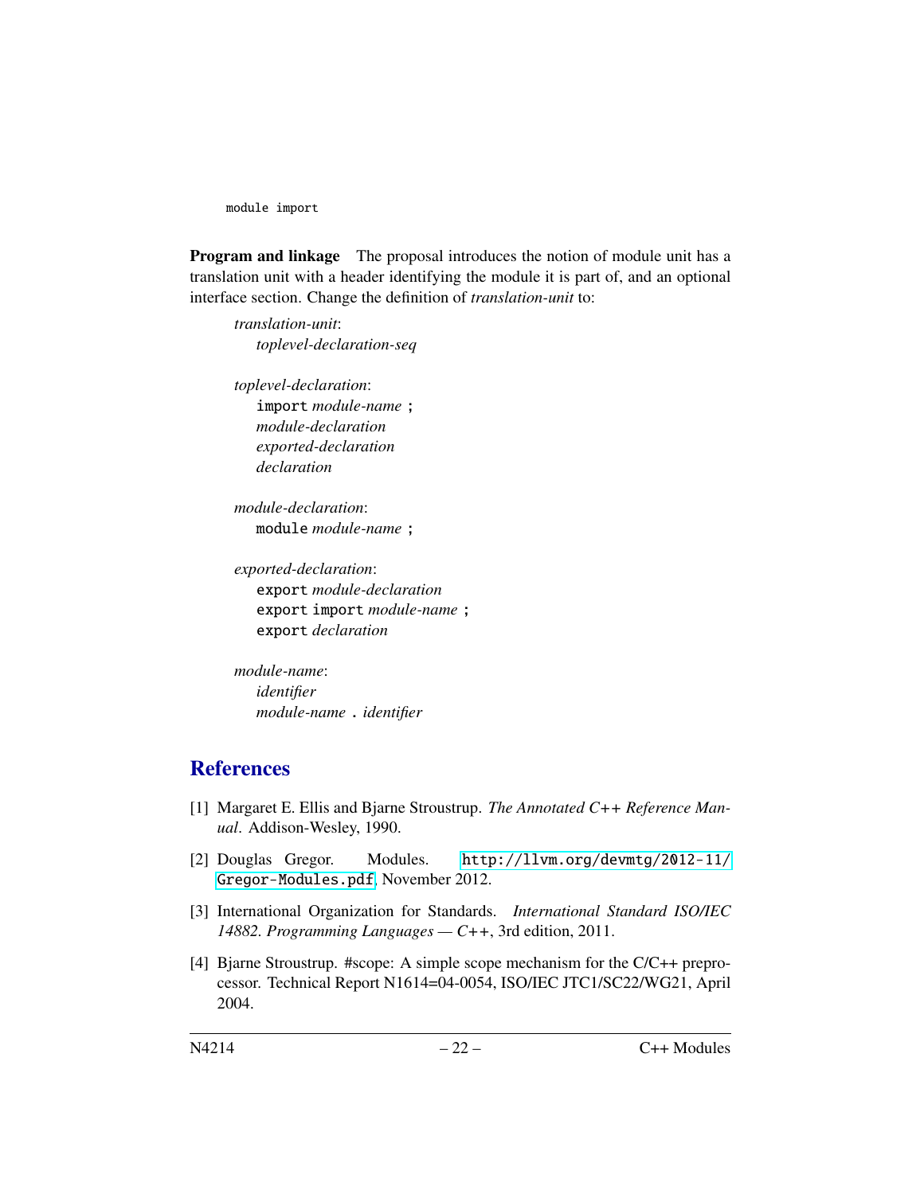```
module import
```

**Program and linkage** The proposal introduces the notion of module unit has a translation unit with a header identifying the module it is part of, and an optional interface section. Change the definition of *translation-unit* to:

> *translation-unit*:
> &nbsp;&nbsp;&nbsp;&nbsp;*toplevel-declaration-seq*
>
> *toplevel-declaration*:
> &nbsp;&nbsp;&nbsp;&nbsp;`import` *module-name* `;`
> &nbsp;&nbsp;&nbsp;&nbsp;*module-declaration*
> &nbsp;&nbsp;&nbsp;&nbsp;*exported-declaration*
> &nbsp;&nbsp;&nbsp;&nbsp;*declaration*
>
> *module-declaration*:
> &nbsp;&nbsp;&nbsp;&nbsp;`module` *module-name* `;`
>
> *exported-declaration*:
> &nbsp;&nbsp;&nbsp;&nbsp;`export` *module-declaration*
> &nbsp;&nbsp;&nbsp;&nbsp;`export import` *module-name* `;`
> &nbsp;&nbsp;&nbsp;&nbsp;`export` *declaration*
>
> *module-name*:
> &nbsp;&nbsp;&nbsp;&nbsp;*identifier*
> &nbsp;&nbsp;&nbsp;&nbsp;*module-name* `.` *identifier*

## References

[1] Margaret E. Ellis and Bjarne Stroustrup. *The Annotated C++ Reference Manual*. Addison-Wesley, 1990.

[2] Douglas Gregor. Modules. `http://llvm.org/devmtg/2012-11/Gregor-Modules.pdf`, November 2012.

[3] International Organization for Standards. *International Standard ISO/IEC 14882. Programming Languages — C++*, 3rd edition, 2011.

[4] Bjarne Stroustrup. #scope: A simple scope mechanism for the C/C++ preprocessor. Technical Report N1614=04-0054, ISO/IEC JTC1/SC22/WG21, April 2004.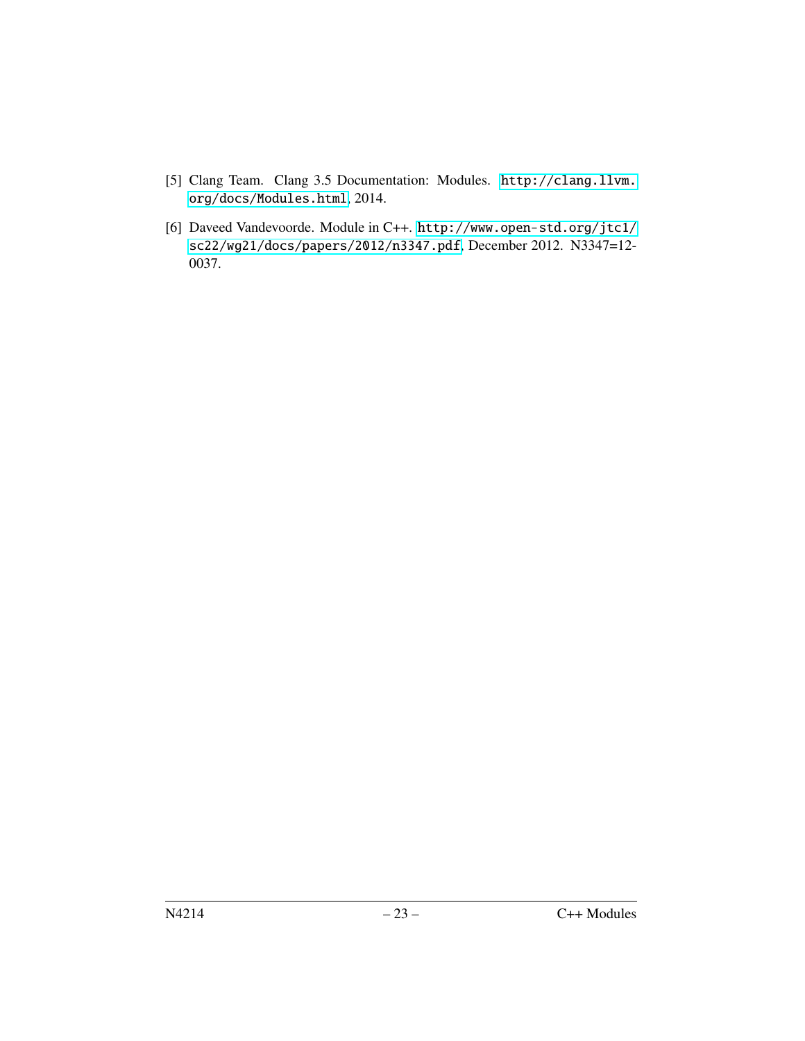[5] Clang Team. Clang 3.5 Documentation: Modules. http://clang.llvm.org/docs/Modules.html, 2014.

[6] Daveed Vandevoorde. Module in C++. http://www.open-std.org/jtc1/sc22/wg21/docs/papers/2012/n3347.pdf, December 2012. N3347=12-0037.